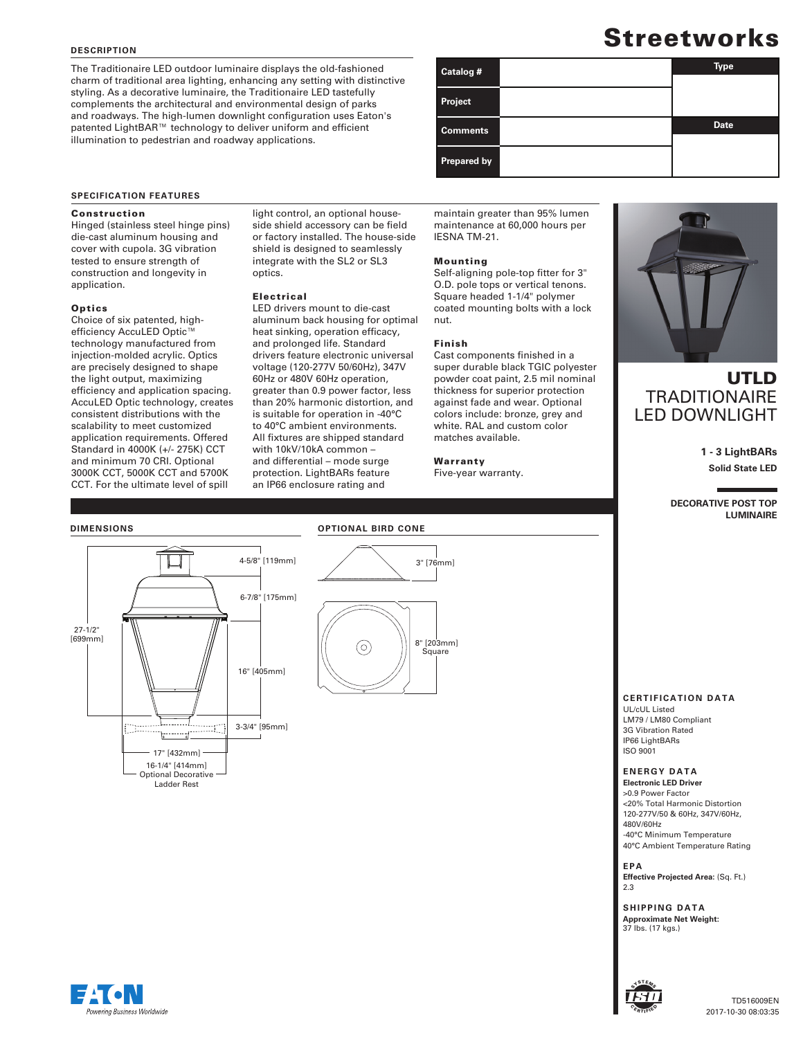# Streetworks

## DESCRIPTION

The Traditionaire LED outdoor luminaire displays the old-fashioned charm of traditional area lighting, enhancing any setting with distinctive styling. As a decorative luminaire, the Traditionaire LED tastefully complements the architectural and environmental design of parks and roadways. The high-lumen downlight configuration uses Eaton's patented LightBAR™ technology to deliver uniform and efficient illumination to pedestrian and roadway applications.

| Catalog # | | Type |
|---|---|---|
| Project | | |
| Comments | | Date |
| Prepared by | | |

## UTLD TRADITIONAIRE LED DOWNLIGHT

**1 - 3 LightBARs**

**Solid State LED**

**DECORATIVE POST TOP LUMINAIRE**

## SPECIFICATION FEATURES

### Construction

Hinged (stainless steel hinge pins) die-cast aluminum housing and cover with cupola. 3G vibration tested to ensure strength of construction and longevity in application.

### Optics

Choice of six patented, high-efficiency AccuLED Optic™ technology manufactured from injection-molded acrylic. Optics are precisely designed to shape the light output, maximizing efficiency and application spacing. AccuLED Optic technology, creates consistent distributions with the scalability to meet customized application requirements. Offered Standard in 4000K (+/- 275K) CCT and minimum 70 CRI. Optional 3000K CCT, 5000K CCT and 5700K CCT. For the ultimate level of spill light control, an optional house-side shield accessory can be field or factory installed. The house-side shield is designed to seamlessly integrate with the SL2 or SL3 optics.

### Electrical

LED drivers mount to die-cast aluminum back housing for optimal heat sinking, operation efficacy, and prolonged life. Standard drivers feature electronic universal voltage (120-277V 50/60Hz), 347V 60Hz or 480V 60Hz operation, greater than 0.9 power factor, less than 20% harmonic distortion, and is suitable for operation in -40°C to 40°C ambient environments. All fixtures are shipped standard with 10kV/10kA common – and differential – mode surge protection. LightBARs feature an IP66 enclosure rating and maintain greater than 95% lumen maintenance at 60,000 hours per IESNA TM-21.

### Mounting

Self-aligning pole-top fitter for 3" O.D. pole tops or vertical tenons. Square headed 1-1/4" polymer coated mounting bolts with a lock nut.

### Finish

Cast components finished in a super durable black TGIC polyester powder coat paint, 2.5 mil nominal thickness for superior protection against fade and wear. Optional colors include: bronze, grey and white. RAL and custom color matches available.

### Warranty

Five-year warranty.

## DIMENSIONS

27-1/2" [699mm]
4-5/8" [119mm]
6-7/8" [175mm]
16" [405mm]
3-3/4" [95mm]
17" [432mm]
16-1/4" [414mm] Optional Decorative Ladder Rest

## OPTIONAL BIRD CONE

3" [76mm]
8" [203mm] Square

## CERTIFICATION DATA

UL/cUL Listed
LM79 / LM80 Compliant
3G Vibration Rated
IP66 LightBARs
ISO 9001

## ENERGY DATA

**Electronic LED Driver**
>0.9 Power Factor
<20% Total Harmonic Distortion
120-277V/50 & 60Hz, 347V/60Hz, 480V/60Hz
-40°C Minimum Temperature
40°C Ambient Temperature Rating

## EPA

**Effective Projected Area:** (Sq. Ft.)
2.3

## SHIPPING DATA

**Approximate Net Weight:**
37 lbs. (17 kgs.)

EATON Powering Business Worldwide

TD516009EN
2017-10-30 08:03:35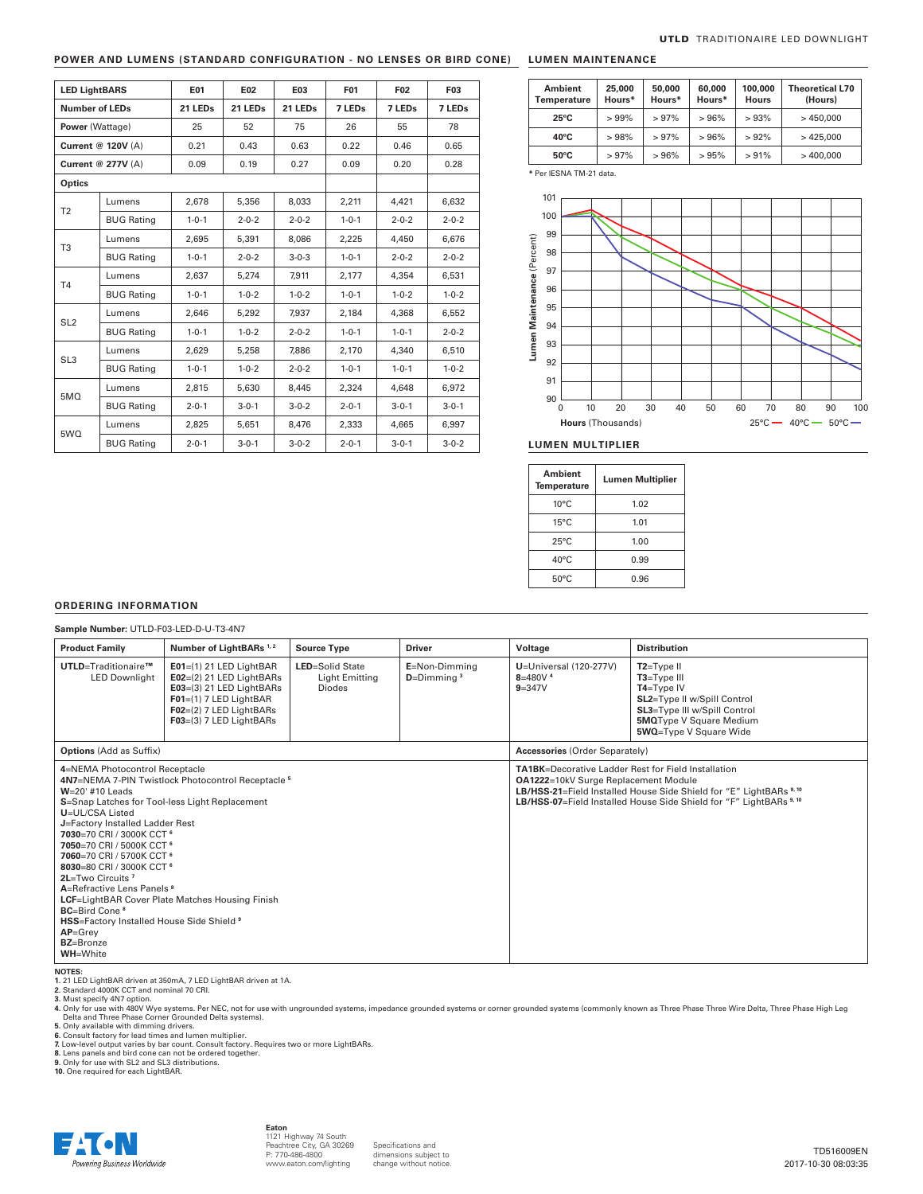## POWER AND LUMENS (STANDARD CONFIGURATION - NO LENSES OR BIRD CONE)

| LED LightBARS | | E01 | E02 | E03 | F01 | F02 | F03 |
|---|---|---|---|---|---|---|---|
| Number of LEDs | | 21 LEDs | 21 LEDs | 21 LEDs | 7 LEDs | 7 LEDs | 7 LEDs |
| Power (Wattage) | | 25 | 52 | 75 | 26 | 55 | 78 |
| Current @ 120V (A) | | 0.21 | 0.43 | 0.63 | 0.22 | 0.46 | 0.65 |
| Current @ 277V (A) | | 0.09 | 0.19 | 0.27 | 0.09 | 0.20 | 0.28 |
| Optics | | | | | | | |
| T2 | Lumens | 2,678 | 5,356 | 8,033 | 2,211 | 4,421 | 6,632 |
| | BUG Rating | 1-0-1 | 2-0-2 | 2-0-2 | 1-0-1 | 2-0-2 | 2-0-2 |
| T3 | Lumens | 2,695 | 5,391 | 8,086 | 2,225 | 4,450 | 6,676 |
| | BUG Rating | 1-0-1 | 2-0-2 | 3-0-3 | 1-0-1 | 2-0-2 | 2-0-2 |
| T4 | Lumens | 2,637 | 5,274 | 7,911 | 2,177 | 4,354 | 6,531 |
| | BUG Rating | 1-0-1 | 1-0-2 | 1-0-2 | 1-0-1 | 1-0-2 | 1-0-2 |
| SL2 | Lumens | 2,646 | 5,292 | 7,937 | 2,184 | 4,368 | 6,552 |
| | BUG Rating | 1-0-1 | 1-0-2 | 2-0-2 | 1-0-1 | 1-0-1 | 2-0-2 |
| SL3 | Lumens | 2,629 | 5,258 | 7,886 | 2,170 | 4,340 | 6,510 |
| | BUG Rating | 1-0-1 | 1-0-2 | 2-0-2 | 1-0-1 | 1-0-1 | 1-0-2 |
| 5MQ | Lumens | 2,815 | 5,630 | 8,445 | 2,324 | 4,648 | 6,972 |
| | BUG Rating | 2-0-1 | 3-0-1 | 3-0-2 | 2-0-1 | 3-0-1 | 3-0-1 |
| 5WQ | Lumens | 2,825 | 5,651 | 8,476 | 2,333 | 4,665 | 6,997 |
| | BUG Rating | 2-0-1 | 3-0-1 | 3-0-2 | 2-0-1 | 3-0-1 | 3-0-2 |

## LUMEN MAINTENANCE

| Ambient Temperature | 25,000 Hours* | 50,000 Hours* | 60,000 Hours* | 100,000 Hours | Theoretical L70 (Hours) |
|---|---|---|---|---|---|
| 25°C | > 99% | > 97% | > 96% | > 93% | > 450,000 |
| 40°C | > 98% | > 97% | > 96% | > 92% | > 425,000 |
| 50°C | > 97% | > 96% | > 95% | > 91% | > 400,000 |

* Per IESNA TM-21 data.

Lumen Maintenance (Percent)
101
100
99
98
97
96
95
94
93
92
91
90
0 10 20 30 40 50 60 70 80 90 100
Hours (Thousands)
25°C 40°C 50°C

## LUMEN MULTIPLIER

| Ambient Temperature | Lumen Multiplier |
|---|---|
| 10°C | 1.02 |
| 15°C | 1.01 |
| 25°C | 1.00 |
| 40°C | 0.99 |
| 50°C | 0.96 |

## ORDERING INFORMATION

**Sample Number:** UTLD-F03-LED-D-U-T3-4N7

| Product Family | Number of LightBARs [1, 2] | Source Type | Driver | Voltage | Distribution |
|---|---|---|---|---|---|
| **UTLD**=Traditionaire™ LED Downlight | **E01**=(1) 21 LED LightBAR<br>**E02**=(2) 21 LED LightBARs<br>**E03**=(3) 21 LED LightBARs<br>**F01**=(1) 7 LED LightBAR<br>**F02**=(2) 7 LED LightBARs<br>**F03**=(3) 7 LED LightBARs | **LED**=Solid State Light Emitting Diodes | **E**=Non-Dimming<br>**D**=Dimming [3] | **U**=Universal (120-277V)<br>**8**=480V [4]<br>**9**=347V | **T2**=Type II<br>**T3**=Type III<br>**T4**=Type IV<br>**SL2**=Type II w/Spill Control<br>**SL3**=Type III w/Spill Control<br>**5MQ**Type V Square Medium<br>**5WQ**=Type V Square Wide |

**Options** (Add as Suffix)

**4**=NEMA Photocontrol Receptacle
**4N7**=NEMA 7-PIN Twistlock Photocontrol Receptacle [5]
**W**=20' #10 Leads
**S**=Snap Latches for Tool-less Light Replacement
**U**=UL/CSA Listed
**J**=Factory Installed Ladder Rest
**7030**=70 CRI / 3000K CCT [6]
**7050**=70 CRI / 5000K CCT [6]
**7060**=70 CRI / 5700K CCT [6]
**8030**=80 CRI / 3000K CCT [6]
**2L**=Two Circuits [7]
**A**=Refractive Lens Panels [8]
**LCF**=LightBAR Cover Plate Matches Housing Finish
**BC**=Bird Cone [8]
**HSS**=Factory Installed House Side Shield [9]
**AP**=Grey
**BZ**=Bronze
**WH**=White

**Accessories** (Order Separately)

**TA1BK**=Decorative Ladder Rest for Field Installation
**OA1222**=10kV Surge Replacement Module
**LB/HSS-21**=Field Installed House Side Shield for "E" LightBARs [9, 10]
**LB/HSS-07**=Field Installed House Side Shield for "F" LightBARs [9, 10]

**NOTES:**
1. 21 LED LightBAR driven at 350mA, 7 LED LightBAR driven at 1A.
2. Standard 4000K CCT and nominal 70 CRI.
3. Must specify 4N7 option.
4. Only for use with 480V Wye systems. Per NEC, not for use with ungrounded systems, impedance grounded systems or corner grounded systems (commonly known as Three Phase Three Wire Delta, Three Phase High Leg Delta and Three Phase Corner Grounded Delta systems).
5. Only available with dimming drivers.
6. Consult factory for lead times and lumen multiplier.
7. Low-level output varies by bar count. Consult factory. Requires two or more LightBARs.
8. Lens panels and bird cone can not be ordered together.
9. Only for use with SL2 and SL3 distributions.
10. One required for each LightBAR.

Eaton
1121 Highway 74 South
Peachtree City, GA 30269
P: 770-486-4800
www.eaton.com/lighting

Specifications and dimensions subject to change without notice.

TD516009EN
2017-10-30 08:03:35